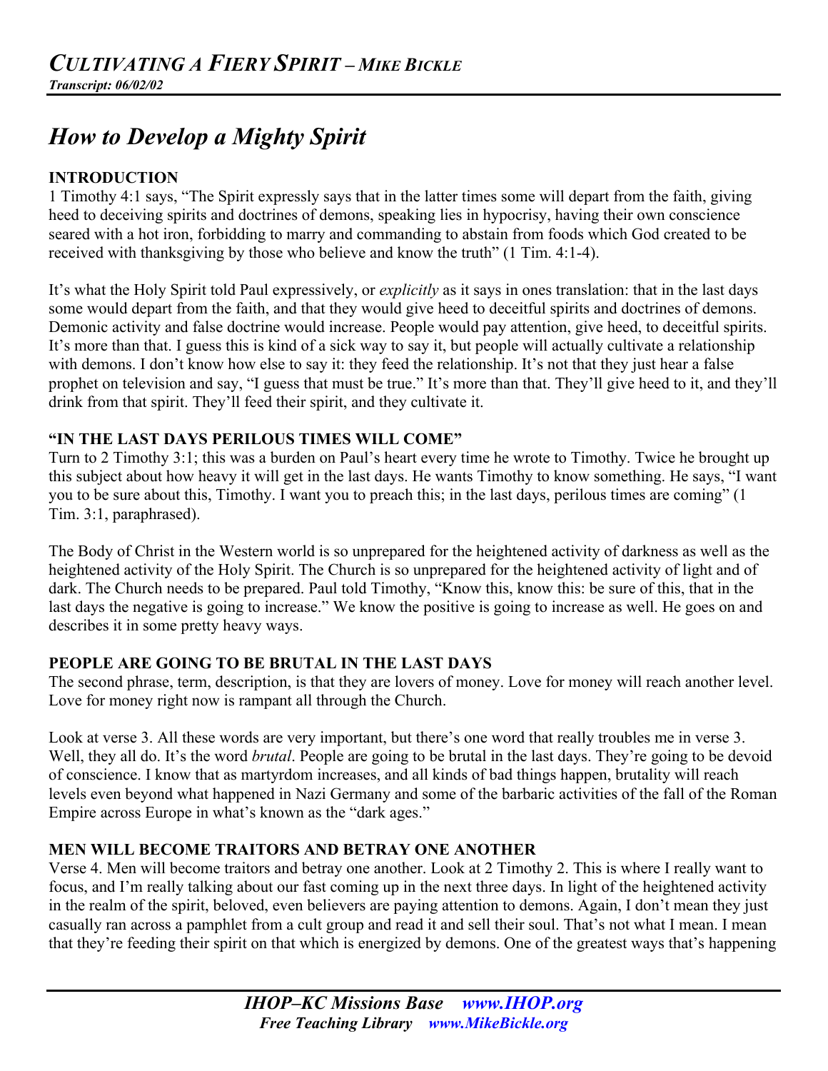# *CULTIVATING A FIERY SPIRIT – MIKE BICKLE*

***Transcript: 06/02/02***

## *How to Develop a Mighty Spirit*

### INTRODUCTION

1 Timothy 4:1 says, "The Spirit expressly says that in the latter times some will depart from the faith, giving heed to deceiving spirits and doctrines of demons, speaking lies in hypocrisy, having their own conscience seared with a hot iron, forbidding to marry and commanding to abstain from foods which God created to be received with thanksgiving by those who believe and know the truth" (1 Tim. 4:1-4).

It's what the Holy Spirit told Paul expressively, or *explicitly* as it says in ones translation: that in the last days some would depart from the faith, and that they would give heed to deceitful spirits and doctrines of demons. Demonic activity and false doctrine would increase. People would pay attention, give heed, to deceitful spirits. It's more than that. I guess this is kind of a sick way to say it, but people will actually cultivate a relationship with demons. I don't know how else to say it: they feed the relationship. It's not that they just hear a false prophet on television and say, "I guess that must be true." It's more than that. They'll give heed to it, and they'll drink from that spirit. They'll feed their spirit, and they cultivate it.

### "IN THE LAST DAYS PERILOUS TIMES WILL COME"

Turn to 2 Timothy 3:1; this was a burden on Paul's heart every time he wrote to Timothy. Twice he brought up this subject about how heavy it will get in the last days. He wants Timothy to know something. He says, "I want you to be sure about this, Timothy. I want you to preach this; in the last days, perilous times are coming" (1 Tim. 3:1, paraphrased).

The Body of Christ in the Western world is so unprepared for the heightened activity of darkness as well as the heightened activity of the Holy Spirit. The Church is so unprepared for the heightened activity of light and of dark. The Church needs to be prepared. Paul told Timothy, "Know this, know this: be sure of this, that in the last days the negative is going to increase." We know the positive is going to increase as well. He goes on and describes it in some pretty heavy ways.

### PEOPLE ARE GOING TO BE BRUTAL IN THE LAST DAYS

The second phrase, term, description, is that they are lovers of money. Love for money will reach another level. Love for money right now is rampant all through the Church.

Look at verse 3. All these words are very important, but there's one word that really troubles me in verse 3. Well, they all do. It's the word *brutal*. People are going to be brutal in the last days. They're going to be devoid of conscience. I know that as martyrdom increases, and all kinds of bad things happen, brutality will reach levels even beyond what happened in Nazi Germany and some of the barbaric activities of the fall of the Roman Empire across Europe in what's known as the "dark ages."

### MEN WILL BECOME TRAITORS AND BETRAY ONE ANOTHER

Verse 4. Men will become traitors and betray one another. Look at 2 Timothy 2. This is where I really want to focus, and I'm really talking about our fast coming up in the next three days. In light of the heightened activity in the realm of the spirit, beloved, even believers are paying attention to demons. Again, I don't mean they just casually ran across a pamphlet from a cult group and read it and sell their soul. That's not what I mean. I mean that they're feeding their spirit on that which is energized by demons. One of the greatest ways that's happening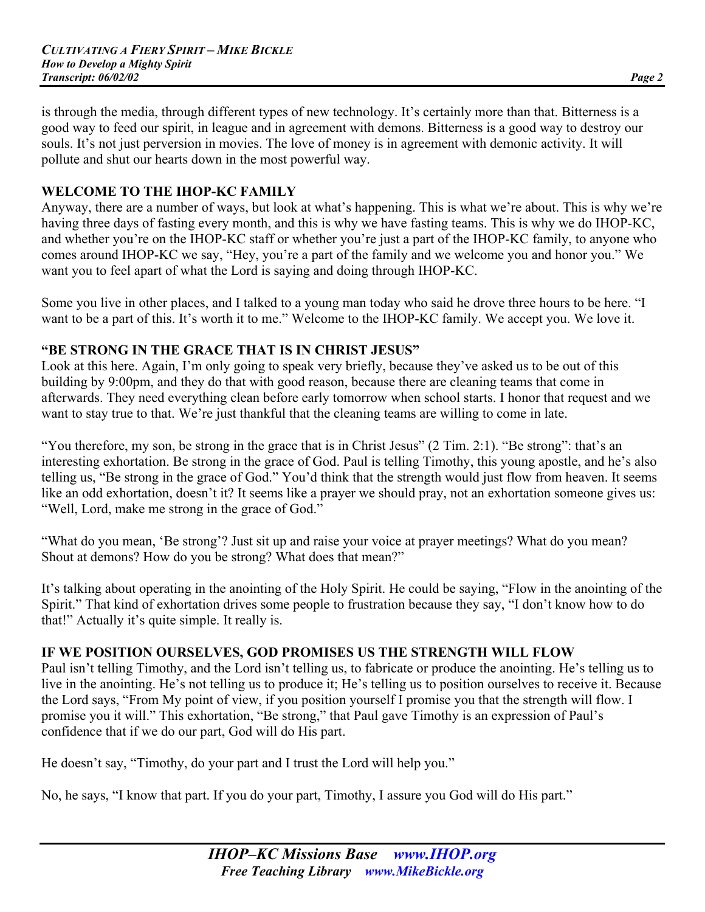is through the media, through different types of new technology. It's certainly more than that. Bitterness is a good way to feed our spirit, in league and in agreement with demons. Bitterness is a good way to destroy our souls. It's not just perversion in movies. The love of money is in agreement with demonic activity. It will pollute and shut our hearts down in the most powerful way.

## WELCOME TO THE IHOP-KC FAMILY

Anyway, there are a number of ways, but look at what's happening. This is what we're about. This is why we're having three days of fasting every month, and this is why we have fasting teams. This is why we do IHOP-KC, and whether you're on the IHOP-KC staff or whether you're just a part of the IHOP-KC family, to anyone who comes around IHOP-KC we say, "Hey, you're a part of the family and we welcome you and honor you." We want you to feel apart of what the Lord is saying and doing through IHOP-KC.

Some you live in other places, and I talked to a young man today who said he drove three hours to be here. "I want to be a part of this. It's worth it to me." Welcome to the IHOP-KC family. We accept you. We love it.

## "BE STRONG IN THE GRACE THAT IS IN CHRIST JESUS"

Look at this here. Again, I'm only going to speak very briefly, because they've asked us to be out of this building by 9:00pm, and they do that with good reason, because there are cleaning teams that come in afterwards. They need everything clean before early tomorrow when school starts. I honor that request and we want to stay true to that. We're just thankful that the cleaning teams are willing to come in late.

"You therefore, my son, be strong in the grace that is in Christ Jesus" (2 Tim. 2:1). "Be strong": that's an interesting exhortation. Be strong in the grace of God. Paul is telling Timothy, this young apostle, and he's also telling us, "Be strong in the grace of God." You'd think that the strength would just flow from heaven. It seems like an odd exhortation, doesn't it? It seems like a prayer we should pray, not an exhortation someone gives us: "Well, Lord, make me strong in the grace of God."

"What do you mean, 'Be strong'? Just sit up and raise your voice at prayer meetings? What do you mean? Shout at demons? How do you be strong? What does that mean?"

It's talking about operating in the anointing of the Holy Spirit. He could be saying, "Flow in the anointing of the Spirit." That kind of exhortation drives some people to frustration because they say, "I don't know how to do that!" Actually it's quite simple. It really is.

## IF WE POSITION OURSELVES, GOD PROMISES US THE STRENGTH WILL FLOW

Paul isn't telling Timothy, and the Lord isn't telling us, to fabricate or produce the anointing. He's telling us to live in the anointing. He's not telling us to produce it; He's telling us to position ourselves to receive it. Because the Lord says, "From My point of view, if you position yourself I promise you that the strength will flow. I promise you it will." This exhortation, "Be strong," that Paul gave Timothy is an expression of Paul's confidence that if we do our part, God will do His part.

He doesn't say, "Timothy, do your part and I trust the Lord will help you."

No, he says, "I know that part. If you do your part, Timothy, I assure you God will do His part."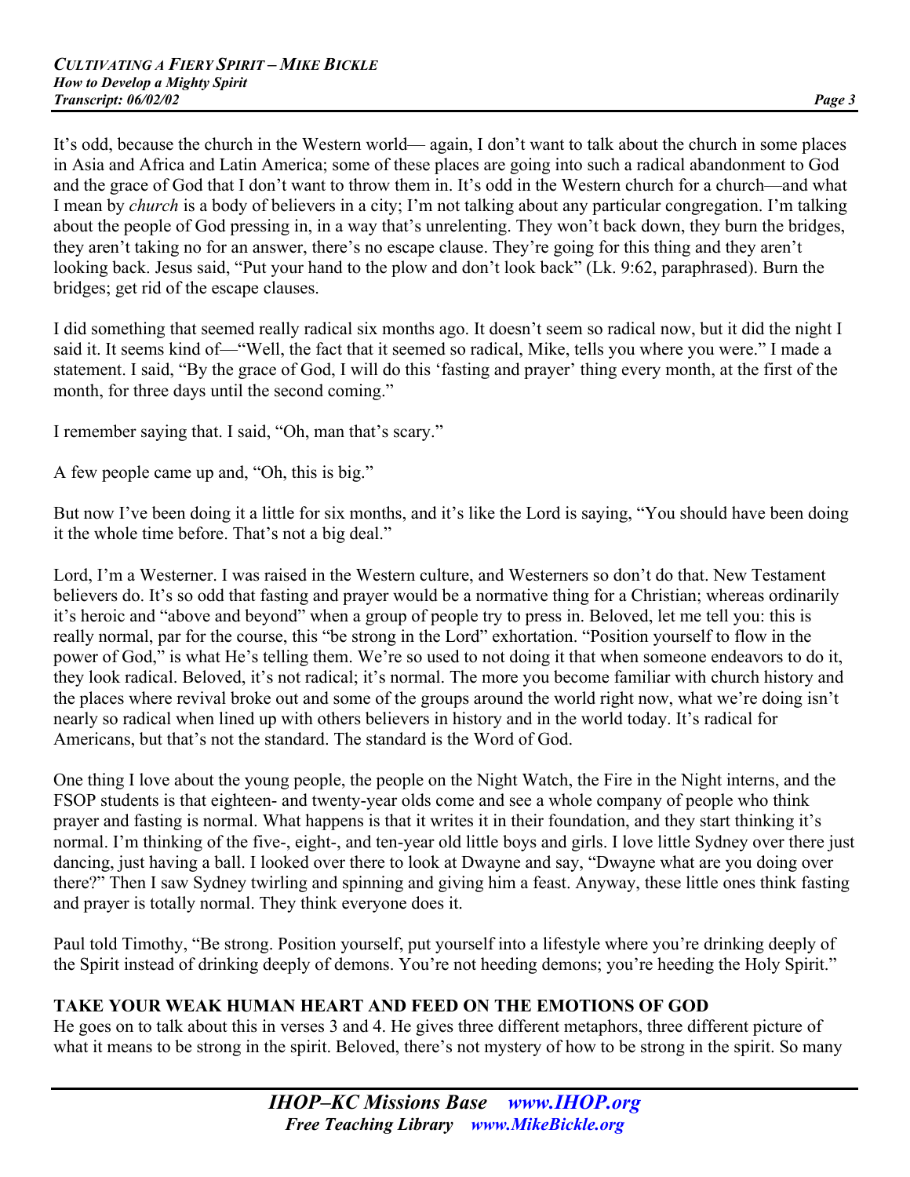It's odd, because the church in the Western world— again, I don't want to talk about the church in some places in Asia and Africa and Latin America; some of these places are going into such a radical abandonment to God and the grace of God that I don't want to throw them in. It's odd in the Western church for a church—and what I mean by *church* is a body of believers in a city; I'm not talking about any particular congregation. I'm talking about the people of God pressing in, in a way that's unrelenting. They won't back down, they burn the bridges, they aren't taking no for an answer, there's no escape clause. They're going for this thing and they aren't looking back. Jesus said, "Put your hand to the plow and don't look back" (Lk. 9:62, paraphrased). Burn the bridges; get rid of the escape clauses.

I did something that seemed really radical six months ago. It doesn't seem so radical now, but it did the night I said it. It seems kind of—"Well, the fact that it seemed so radical, Mike, tells you where you were." I made a statement. I said, "By the grace of God, I will do this 'fasting and prayer' thing every month, at the first of the month, for three days until the second coming."

I remember saying that. I said, "Oh, man that's scary."

A few people came up and, "Oh, this is big."

But now I've been doing it a little for six months, and it's like the Lord is saying, "You should have been doing it the whole time before. That's not a big deal."

Lord, I'm a Westerner. I was raised in the Western culture, and Westerners so don't do that. New Testament believers do. It's so odd that fasting and prayer would be a normative thing for a Christian; whereas ordinarily it's heroic and "above and beyond" when a group of people try to press in. Beloved, let me tell you: this is really normal, par for the course, this "be strong in the Lord" exhortation. "Position yourself to flow in the power of God," is what He's telling them. We're so used to not doing it that when someone endeavors to do it, they look radical. Beloved, it's not radical; it's normal. The more you become familiar with church history and the places where revival broke out and some of the groups around the world right now, what we're doing isn't nearly so radical when lined up with others believers in history and in the world today. It's radical for Americans, but that's not the standard. The standard is the Word of God.

One thing I love about the young people, the people on the Night Watch, the Fire in the Night interns, and the FSOP students is that eighteen- and twenty-year olds come and see a whole company of people who think prayer and fasting is normal. What happens is that it writes it in their foundation, and they start thinking it's normal. I'm thinking of the five-, eight-, and ten-year old little boys and girls. I love little Sydney over there just dancing, just having a ball. I looked over there to look at Dwayne and say, "Dwayne what are you doing over there?" Then I saw Sydney twirling and spinning and giving him a feast. Anyway, these little ones think fasting and prayer is totally normal. They think everyone does it.

Paul told Timothy, "Be strong. Position yourself, put yourself into a lifestyle where you're drinking deeply of the Spirit instead of drinking deeply of demons. You're not heeding demons; you're heeding the Holy Spirit."

**TAKE YOUR WEAK HUMAN HEART AND FEED ON THE EMOTIONS OF GOD**

He goes on to talk about this in verses 3 and 4. He gives three different metaphors, three different picture of what it means to be strong in the spirit. Beloved, there's not mystery of how to be strong in the spirit. So many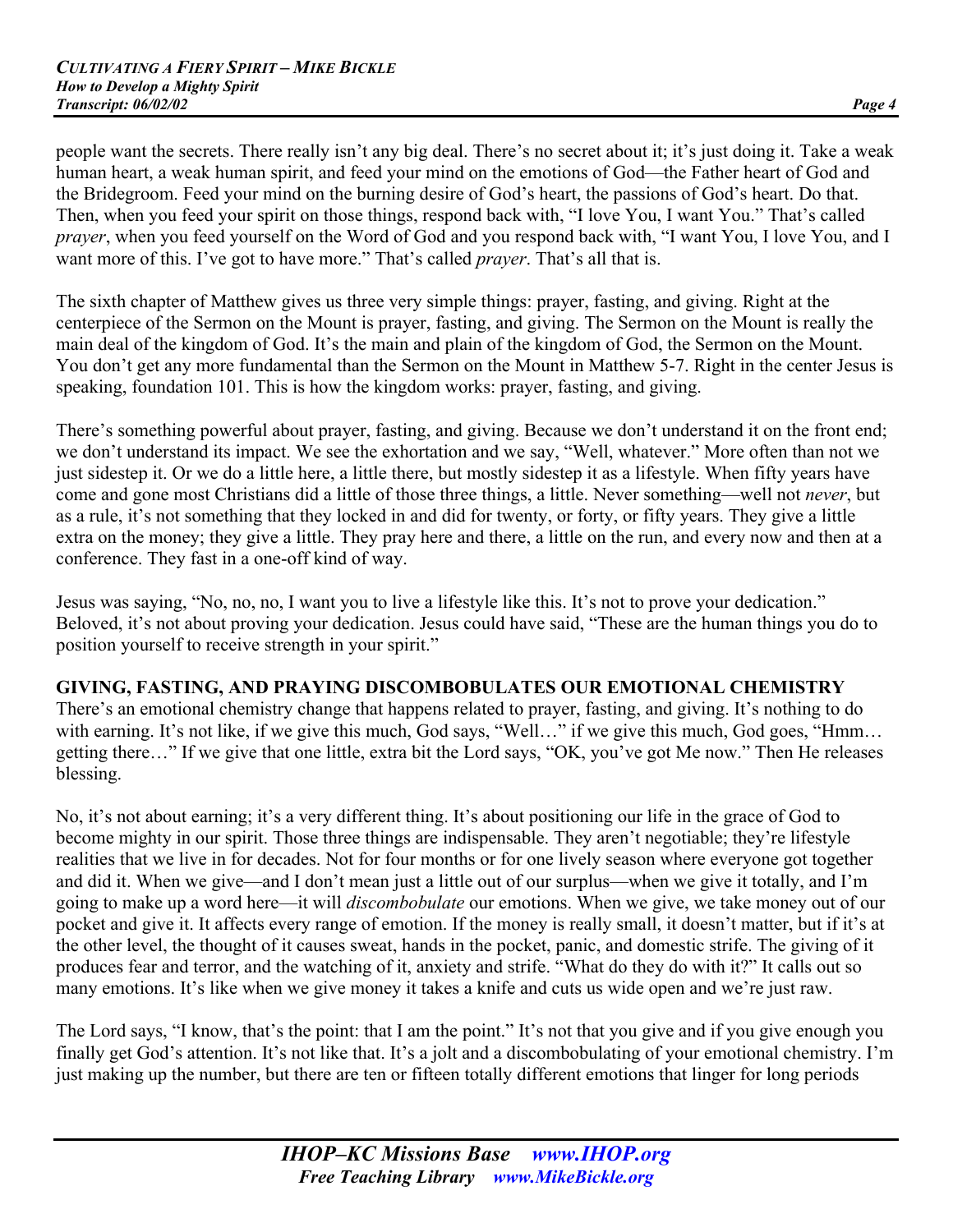people want the secrets. There really isn't any big deal. There's no secret about it; it's just doing it. Take a weak human heart, a weak human spirit, and feed your mind on the emotions of God—the Father heart of God and the Bridegroom. Feed your mind on the burning desire of God's heart, the passions of God's heart. Do that. Then, when you feed your spirit on those things, respond back with, "I love You, I want You." That's called *prayer*, when you feed yourself on the Word of God and you respond back with, "I want You, I love You, and I want more of this. I've got to have more." That's called *prayer*. That's all that is.

The sixth chapter of Matthew gives us three very simple things: prayer, fasting, and giving. Right at the centerpiece of the Sermon on the Mount is prayer, fasting, and giving. The Sermon on the Mount is really the main deal of the kingdom of God. It's the main and plain of the kingdom of God, the Sermon on the Mount. You don't get any more fundamental than the Sermon on the Mount in Matthew 5-7. Right in the center Jesus is speaking, foundation 101. This is how the kingdom works: prayer, fasting, and giving.

There's something powerful about prayer, fasting, and giving. Because we don't understand it on the front end; we don't understand its impact. We see the exhortation and we say, "Well, whatever." More often than not we just sidestep it. Or we do a little here, a little there, but mostly sidestep it as a lifestyle. When fifty years have come and gone most Christians did a little of those three things, a little. Never something—well not *never*, but as a rule, it's not something that they locked in and did for twenty, or forty, or fifty years. They give a little extra on the money; they give a little. They pray here and there, a little on the run, and every now and then at a conference. They fast in a one-off kind of way.

Jesus was saying, "No, no, no, I want you to live a lifestyle like this. It's not to prove your dedication." Beloved, it's not about proving your dedication. Jesus could have said, "These are the human things you do to position yourself to receive strength in your spirit."

**GIVING, FASTING, AND PRAYING DISCOMBOBULATES OUR EMOTIONAL CHEMISTRY**

There's an emotional chemistry change that happens related to prayer, fasting, and giving. It's nothing to do with earning. It's not like, if we give this much, God says, "Well…" if we give this much, God goes, "Hmm… getting there…" If we give that one little, extra bit the Lord says, "OK, you've got Me now." Then He releases blessing.

No, it's not about earning; it's a very different thing. It's about positioning our life in the grace of God to become mighty in our spirit. Those three things are indispensable. They aren't negotiable; they're lifestyle realities that we live in for decades. Not for four months or for one lively season where everyone got together and did it. When we give—and I don't mean just a little out of our surplus—when we give it totally, and I'm going to make up a word here—it will *discombobulate* our emotions. When we give, we take money out of our pocket and give it. It affects every range of emotion. If the money is really small, it doesn't matter, but if it's at the other level, the thought of it causes sweat, hands in the pocket, panic, and domestic strife. The giving of it produces fear and terror, and the watching of it, anxiety and strife. "What do they do with it?" It calls out so many emotions. It's like when we give money it takes a knife and cuts us wide open and we're just raw.

The Lord says, "I know, that's the point: that I am the point." It's not that you give and if you give enough you finally get God's attention. It's not like that. It's a jolt and a discombobulating of your emotional chemistry. I'm just making up the number, but there are ten or fifteen totally different emotions that linger for long periods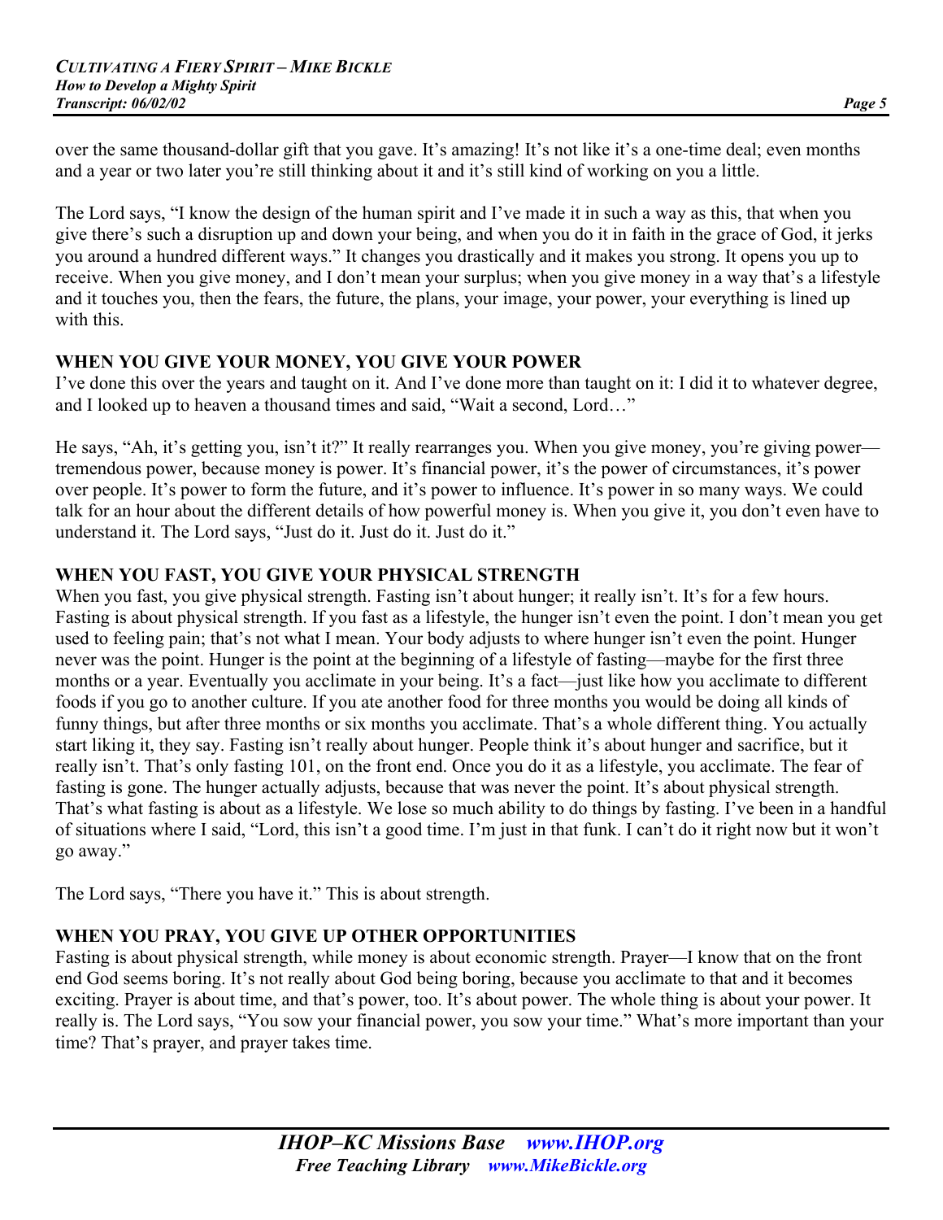over the same thousand-dollar gift that you gave. It's amazing! It's not like it's a one-time deal; even months and a year or two later you're still thinking about it and it's still kind of working on you a little.

The Lord says, "I know the design of the human spirit and I've made it in such a way as this, that when you give there's such a disruption up and down your being, and when you do it in faith in the grace of God, it jerks you around a hundred different ways." It changes you drastically and it makes you strong. It opens you up to receive. When you give money, and I don't mean your surplus; when you give money in a way that's a lifestyle and it touches you, then the fears, the future, the plans, your image, your power, your everything is lined up with this.

## WHEN YOU GIVE YOUR MONEY, YOU GIVE YOUR POWER

I've done this over the years and taught on it. And I've done more than taught on it: I did it to whatever degree, and I looked up to heaven a thousand times and said, "Wait a second, Lord…"

He says, "Ah, it's getting you, isn't it?" It really rearranges you. When you give money, you're giving power—tremendous power, because money is power. It's financial power, it's the power of circumstances, it's power over people. It's power to form the future, and it's power to influence. It's power in so many ways. We could talk for an hour about the different details of how powerful money is. When you give it, you don't even have to understand it. The Lord says, "Just do it. Just do it. Just do it."

## WHEN YOU FAST, YOU GIVE YOUR PHYSICAL STRENGTH

When you fast, you give physical strength. Fasting isn't about hunger; it really isn't. It's for a few hours. Fasting is about physical strength. If you fast as a lifestyle, the hunger isn't even the point. I don't mean you get used to feeling pain; that's not what I mean. Your body adjusts to where hunger isn't even the point. Hunger never was the point. Hunger is the point at the beginning of a lifestyle of fasting—maybe for the first three months or a year. Eventually you acclimate in your being. It's a fact—just like how you acclimate to different foods if you go to another culture. If you ate another food for three months you would be doing all kinds of funny things, but after three months or six months you acclimate. That's a whole different thing. You actually start liking it, they say. Fasting isn't really about hunger. People think it's about hunger and sacrifice, but it really isn't. That's only fasting 101, on the front end. Once you do it as a lifestyle, you acclimate. The fear of fasting is gone. The hunger actually adjusts, because that was never the point. It's about physical strength. That's what fasting is about as a lifestyle. We lose so much ability to do things by fasting. I've been in a handful of situations where I said, "Lord, this isn't a good time. I'm just in that funk. I can't do it right now but it won't go away."

The Lord says, "There you have it." This is about strength.

## WHEN YOU PRAY, YOU GIVE UP OTHER OPPORTUNITIES

Fasting is about physical strength, while money is about economic strength. Prayer—I know that on the front end God seems boring. It's not really about God being boring, because you acclimate to that and it becomes exciting. Prayer is about time, and that's power, too. It's about power. The whole thing is about your power. It really is. The Lord says, "You sow your financial power, you sow your time." What's more important than your time? That's prayer, and prayer takes time.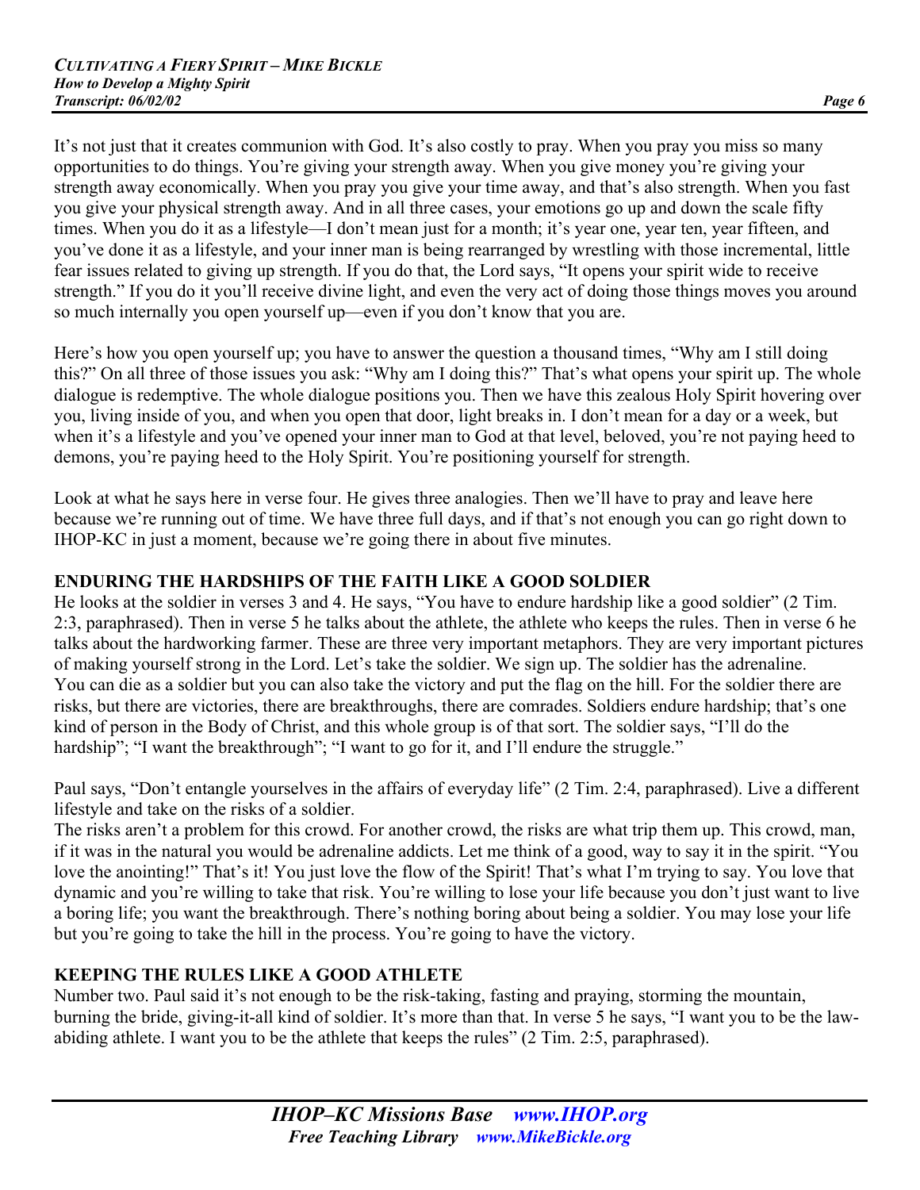It's not just that it creates communion with God. It's also costly to pray. When you pray you miss so many opportunities to do things. You're giving your strength away. When you give money you're giving your strength away economically. When you pray you give your time away, and that's also strength. When you fast you give your physical strength away. And in all three cases, your emotions go up and down the scale fifty times. When you do it as a lifestyle—I don't mean just for a month; it's year one, year ten, year fifteen, and you've done it as a lifestyle, and your inner man is being rearranged by wrestling with those incremental, little fear issues related to giving up strength. If you do that, the Lord says, "It opens your spirit wide to receive strength." If you do it you'll receive divine light, and even the very act of doing those things moves you around so much internally you open yourself up—even if you don't know that you are.

Here's how you open yourself up; you have to answer the question a thousand times, "Why am I still doing this?" On all three of those issues you ask: "Why am I doing this?" That's what opens your spirit up. The whole dialogue is redemptive. The whole dialogue positions you. Then we have this zealous Holy Spirit hovering over you, living inside of you, and when you open that door, light breaks in. I don't mean for a day or a week, but when it's a lifestyle and you've opened your inner man to God at that level, beloved, you're not paying heed to demons, you're paying heed to the Holy Spirit. You're positioning yourself for strength.

Look at what he says here in verse four. He gives three analogies. Then we'll have to pray and leave here because we're running out of time. We have three full days, and if that's not enough you can go right down to IHOP-KC in just a moment, because we're going there in about five minutes.

**ENDURING THE HARDSHIPS OF THE FAITH LIKE A GOOD SOLDIER**

He looks at the soldier in verses 3 and 4. He says, "You have to endure hardship like a good soldier" (2 Tim. 2:3, paraphrased). Then in verse 5 he talks about the athlete, the athlete who keeps the rules. Then in verse 6 he talks about the hardworking farmer. These are three very important metaphors. They are very important pictures of making yourself strong in the Lord. Let's take the soldier. We sign up. The soldier has the adrenaline. You can die as a soldier but you can also take the victory and put the flag on the hill. For the soldier there are risks, but there are victories, there are breakthroughs, there are comrades. Soldiers endure hardship; that's one kind of person in the Body of Christ, and this whole group is of that sort. The soldier says, "I'll do the hardship"; "I want the breakthrough"; "I want to go for it, and I'll endure the struggle."

Paul says, "Don't entangle yourselves in the affairs of everyday life" (2 Tim. 2:4, paraphrased). Live a different lifestyle and take on the risks of a soldier.

The risks aren't a problem for this crowd. For another crowd, the risks are what trip them up. This crowd, man, if it was in the natural you would be adrenaline addicts. Let me think of a good, way to say it in the spirit. "You love the anointing!" That's it! You just love the flow of the Spirit! That's what I'm trying to say. You love that dynamic and you're willing to take that risk. You're willing to lose your life because you don't just want to live a boring life; you want the breakthrough. There's nothing boring about being a soldier. You may lose your life but you're going to take the hill in the process. You're going to have the victory.

**KEEPING THE RULES LIKE A GOOD ATHLETE**

Number two. Paul said it's not enough to be the risk-taking, fasting and praying, storming the mountain, burning the bride, giving-it-all kind of soldier. It's more than that. In verse 5 he says, "I want you to be the law-abiding athlete. I want you to be the athlete that keeps the rules" (2 Tim. 2:5, paraphrased).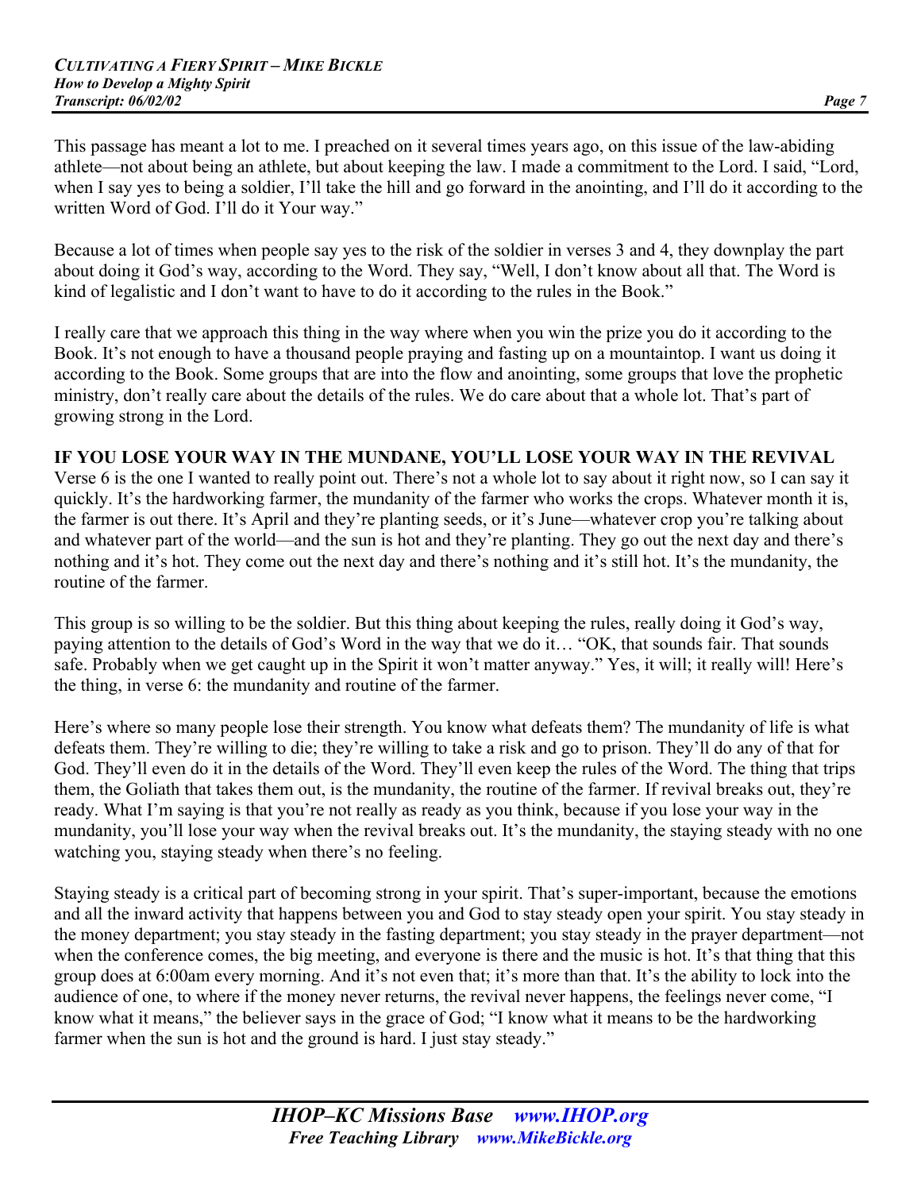This passage has meant a lot to me. I preached on it several times years ago, on this issue of the law-abiding athlete—not about being an athlete, but about keeping the law. I made a commitment to the Lord. I said, "Lord, when I say yes to being a soldier, I'll take the hill and go forward in the anointing, and I'll do it according to the written Word of God. I'll do it Your way."

Because a lot of times when people say yes to the risk of the soldier in verses 3 and 4, they downplay the part about doing it God's way, according to the Word. They say, "Well, I don't know about all that. The Word is kind of legalistic and I don't want to have to do it according to the rules in the Book."

I really care that we approach this thing in the way where when you win the prize you do it according to the Book. It's not enough to have a thousand people praying and fasting up on a mountaintop. I want us doing it according to the Book. Some groups that are into the flow and anointing, some groups that love the prophetic ministry, don't really care about the details of the rules. We do care about that a whole lot. That's part of growing strong in the Lord.

**IF YOU LOSE YOUR WAY IN THE MUNDANE, YOU'LL LOSE YOUR WAY IN THE REVIVAL**

Verse 6 is the one I wanted to really point out. There's not a whole lot to say about it right now, so I can say it quickly. It's the hardworking farmer, the mundanity of the farmer who works the crops. Whatever month it is, the farmer is out there. It's April and they're planting seeds, or it's June—whatever crop you're talking about and whatever part of the world—and the sun is hot and they're planting. They go out the next day and there's nothing and it's hot. They come out the next day and there's nothing and it's still hot. It's the mundanity, the routine of the farmer.

This group is so willing to be the soldier. But this thing about keeping the rules, really doing it God's way, paying attention to the details of God's Word in the way that we do it… "OK, that sounds fair. That sounds safe. Probably when we get caught up in the Spirit it won't matter anyway." Yes, it will; it really will! Here's the thing, in verse 6: the mundanity and routine of the farmer.

Here's where so many people lose their strength. You know what defeats them? The mundanity of life is what defeats them. They're willing to die; they're willing to take a risk and go to prison. They'll do any of that for God. They'll even do it in the details of the Word. They'll even keep the rules of the Word. The thing that trips them, the Goliath that takes them out, is the mundanity, the routine of the farmer. If revival breaks out, they're ready. What I'm saying is that you're not really as ready as you think, because if you lose your way in the mundanity, you'll lose your way when the revival breaks out. It's the mundanity, the staying steady with no one watching you, staying steady when there's no feeling.

Staying steady is a critical part of becoming strong in your spirit. That's super-important, because the emotions and all the inward activity that happens between you and God to stay steady open your spirit. You stay steady in the money department; you stay steady in the fasting department; you stay steady in the prayer department—not when the conference comes, the big meeting, and everyone is there and the music is hot. It's that thing that this group does at 6:00am every morning. And it's not even that; it's more than that. It's the ability to lock into the audience of one, to where if the money never returns, the revival never happens, the feelings never come, "I know what it means," the believer says in the grace of God; "I know what it means to be the hardworking farmer when the sun is hot and the ground is hard. I just stay steady."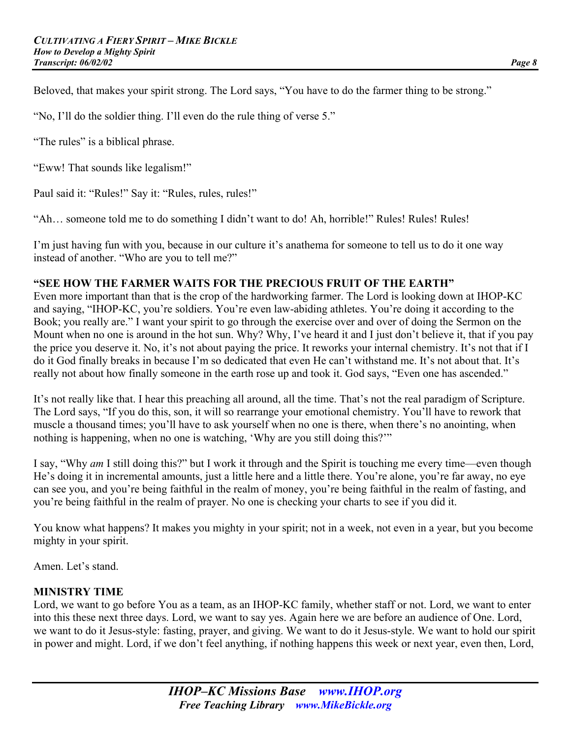Beloved, that makes your spirit strong. The Lord says, "You have to do the farmer thing to be strong."

"No, I'll do the soldier thing. I'll even do the rule thing of verse 5."

"The rules" is a biblical phrase.

"Eww! That sounds like legalism!"

Paul said it: "Rules!" Say it: "Rules, rules, rules!"

"Ah… someone told me to do something I didn't want to do! Ah, horrible!" Rules! Rules! Rules!

I'm just having fun with you, because in our culture it's anathema for someone to tell us to do it one way instead of another. "Who are you to tell me?"

**"SEE HOW THE FARMER WAITS FOR THE PRECIOUS FRUIT OF THE EARTH"**

Even more important than that is the crop of the hardworking farmer. The Lord is looking down at IHOP-KC and saying, "IHOP-KC, you're soldiers. You're even law-abiding athletes. You're doing it according to the Book; you really are." I want your spirit to go through the exercise over and over of doing the Sermon on the Mount when no one is around in the hot sun. Why? Why, I've heard it and I just don't believe it, that if you pay the price you deserve it. No, it's not about paying the price. It reworks your internal chemistry. It's not that if I do it God finally breaks in because I'm so dedicated that even He can't withstand me. It's not about that. It's really not about how finally someone in the earth rose up and took it. God says, "Even one has ascended."

It's not really like that. I hear this preaching all around, all the time. That's not the real paradigm of Scripture. The Lord says, "If you do this, son, it will so rearrange your emotional chemistry. You'll have to rework that muscle a thousand times; you'll have to ask yourself when no one is there, when there's no anointing, when nothing is happening, when no one is watching, 'Why are you still doing this?'"

I say, "Why *am* I still doing this?" but I work it through and the Spirit is touching me every time—even though He's doing it in incremental amounts, just a little here and a little there. You're alone, you're far away, no eye can see you, and you're being faithful in the realm of money, you're being faithful in the realm of fasting, and you're being faithful in the realm of prayer. No one is checking your charts to see if you did it.

You know what happens? It makes you mighty in your spirit; not in a week, not even in a year, but you become mighty in your spirit.

Amen. Let's stand.

**MINISTRY TIME**

Lord, we want to go before You as a team, as an IHOP-KC family, whether staff or not. Lord, we want to enter into this these next three days. Lord, we want to say yes. Again here we are before an audience of One. Lord, we want to do it Jesus-style: fasting, prayer, and giving. We want to do it Jesus-style. We want to hold our spirit in power and might. Lord, if we don't feel anything, if nothing happens this week or next year, even then, Lord,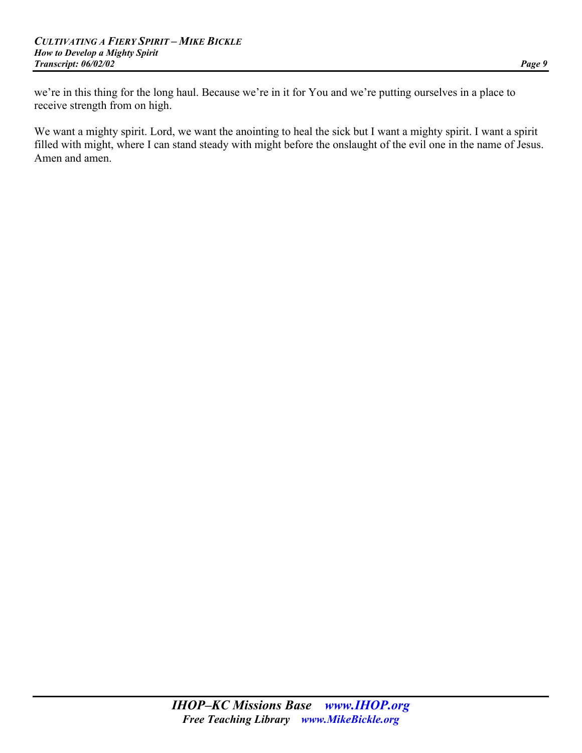we're in this thing for the long haul. Because we're in it for You and we're putting ourselves in a place to receive strength from on high.

We want a mighty spirit. Lord, we want the anointing to heal the sick but I want a mighty spirit. I want a spirit filled with might, where I can stand steady with might before the onslaught of the evil one in the name of Jesus. Amen and amen.